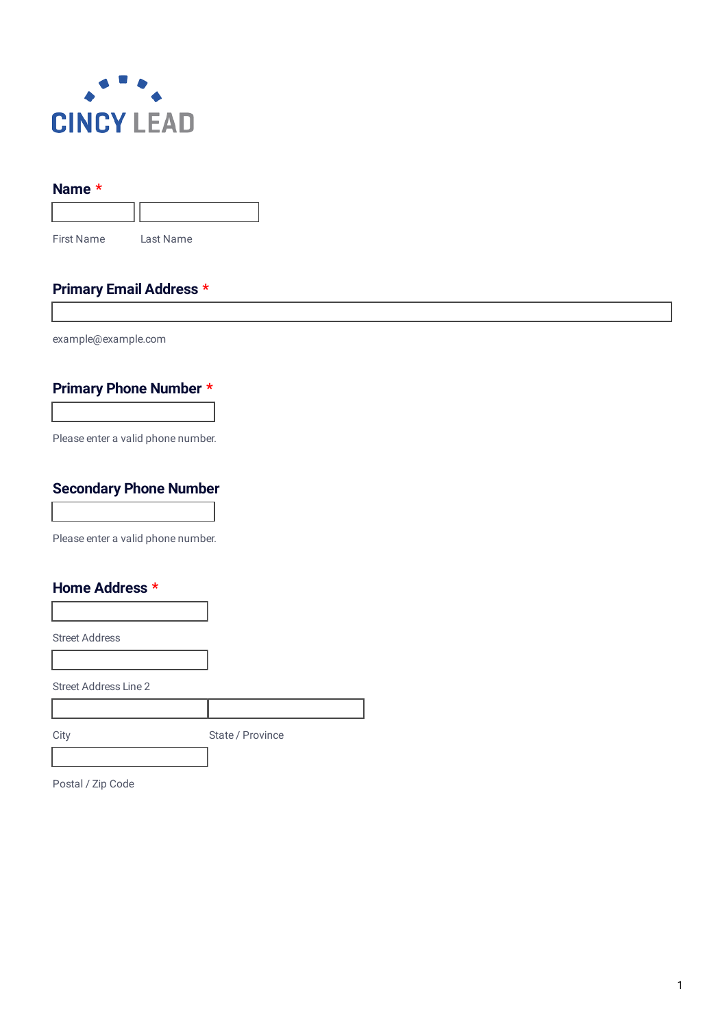CINCY LEAD

**Name** *

First Name | Last Name

**Primary Email Address** *

example@example.com

**Primary Phone Number** *

Please enter a valid phone number.

**Secondary Phone Number**

Please enter a valid phone number.

**Home Address** *

Street Address

Street Address Line 2

City | State / Province

Postal / Zip Code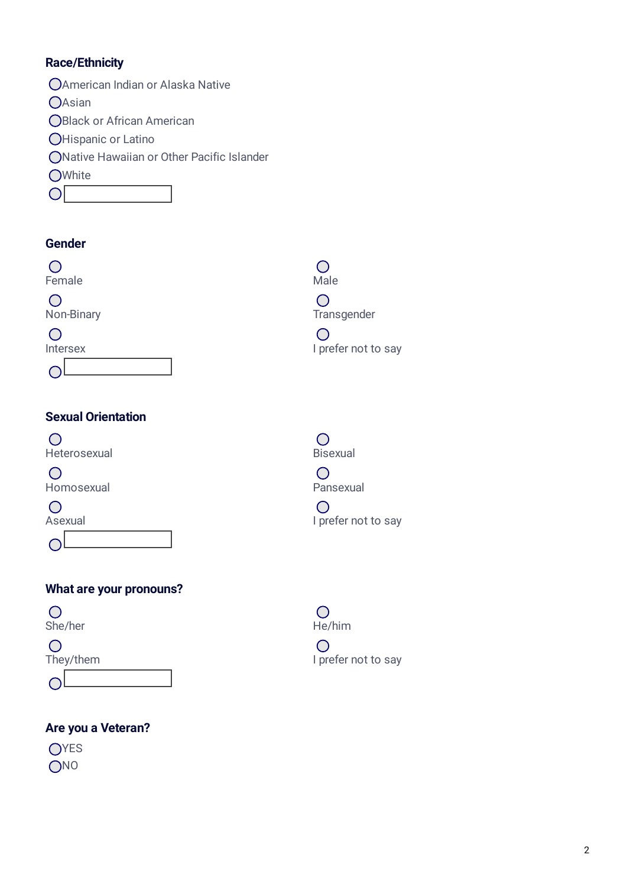## Race/Ethnicity

- ◯ American Indian or Alaska Native
- ◯ Asian
- ◯ Black or African American
- ◯ Hispanic or Latino
- ◯ Native Hawaiian or Other Pacific Islander
- ◯ White
- ◯ ______

## Gender

- ◯ Female
- ◯ Male
- ◯ Non-Binary
- ◯ Transgender
- ◯ Intersex
- ◯ I prefer not to say
- ◯ ______

## Sexual Orientation

- ◯ Heterosexual
- ◯ Bisexual
- ◯ Homosexual
- ◯ Pansexual
- ◯ Asexual
- ◯ I prefer not to say
- ◯ ______

## What are your pronouns?

- ◯ She/her
- ◯ He/him
- ◯ They/them
- ◯ I prefer not to say
- ◯ ______

## Are you a Veteran?

- ◯ YES
- ◯ NO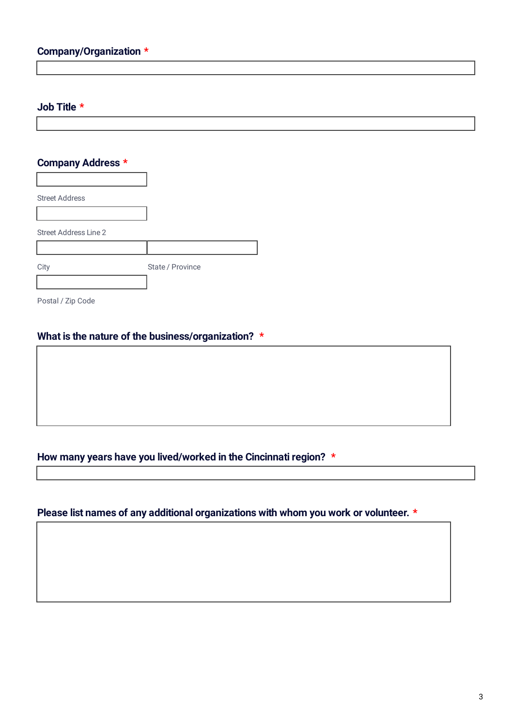**Company/Organization** *

**Job Title** *

**Company Address** *

Street Address

Street Address Line 2

City

State / Province

Postal / Zip Code

**What is the nature of the business/organization?** *

**How many years have you lived/worked in the Cincinnati region?** *

**Please list names of any additional organizations with whom you work or volunteer.** *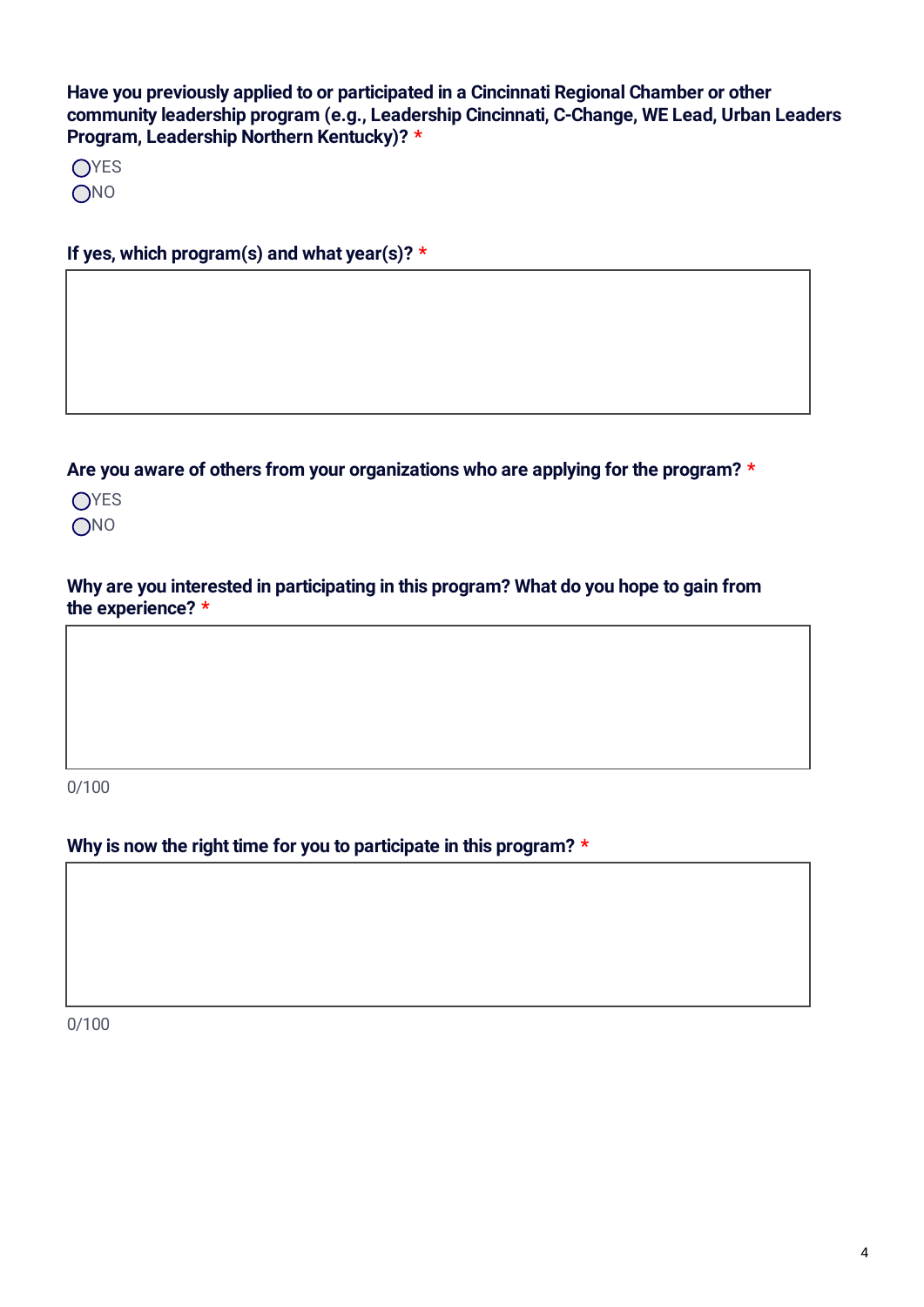**Have you previously applied to or participated in a Cincinnati Regional Chamber or other community leadership program (e.g., Leadership Cincinnati, C-Change, WE Lead, Urban Leaders Program, Leadership Northern Kentucky)?** *

- ◯ YES
- ◯ NO

**If yes, which program(s) and what year(s)?** *

**Are you aware of others from your organizations who are applying for the program?** *

- ◯ YES
- ◯ NO

**Why are you interested in participating in this program? What do you hope to gain from the experience?** *

0/100

**Why is now the right time for you to participate in this program?** *

0/100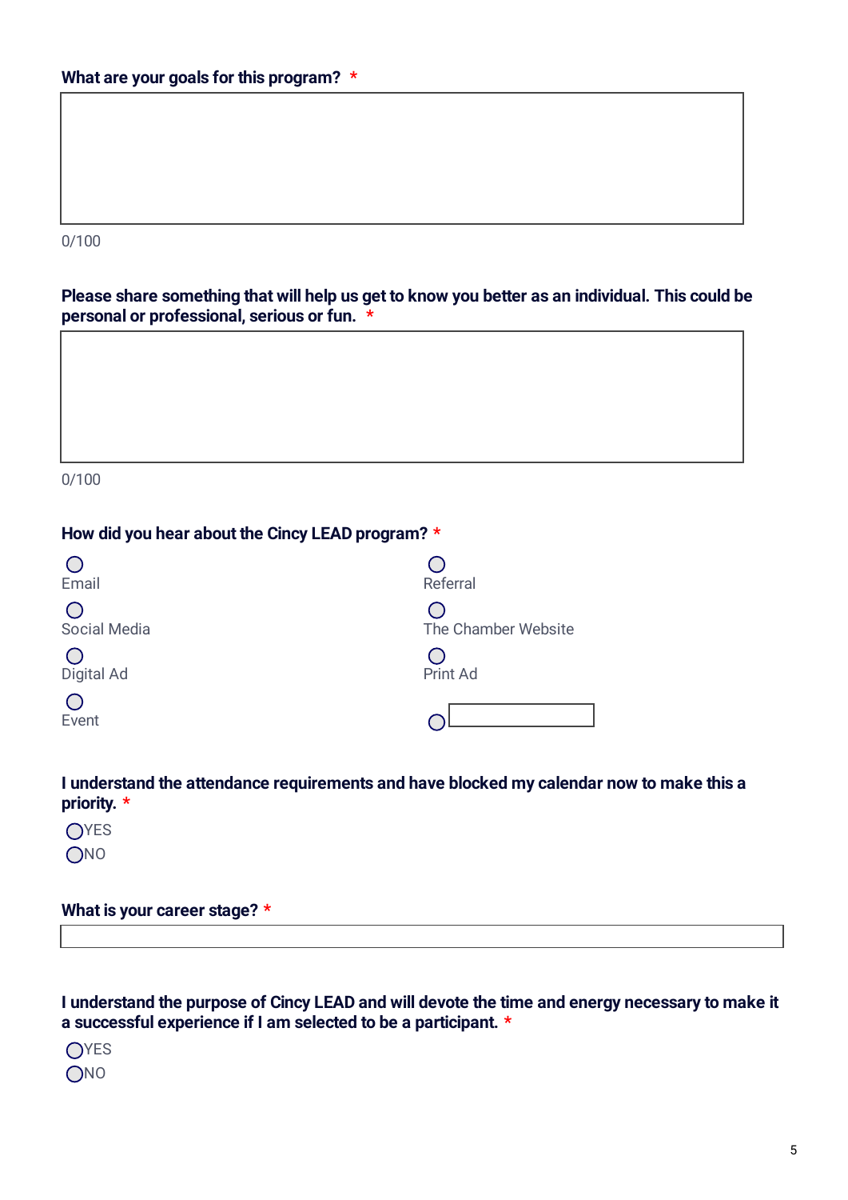**What are your goals for this program? \***

0/100

**Please share something that will help us get to know you better as an individual. This could be personal or professional, serious or fun. \***

0/100

**How did you hear about the Cincy LEAD program? \***

- ○ Email
- ○ Referral
- ○ Social Media
- ○ The Chamber Website
- ○ Digital Ad
- ○ Print Ad
- ○ Event
- ○ ______

**I understand the attendance requirements and have blocked my calendar now to make this a priority. \***

- ○ YES
- ○ NO

**What is your career stage? \***

**I understand the purpose of Cincy LEAD and will devote the time and energy necessary to make it a successful experience if I am selected to be a participant. \***

- ○ YES
- ○ NO